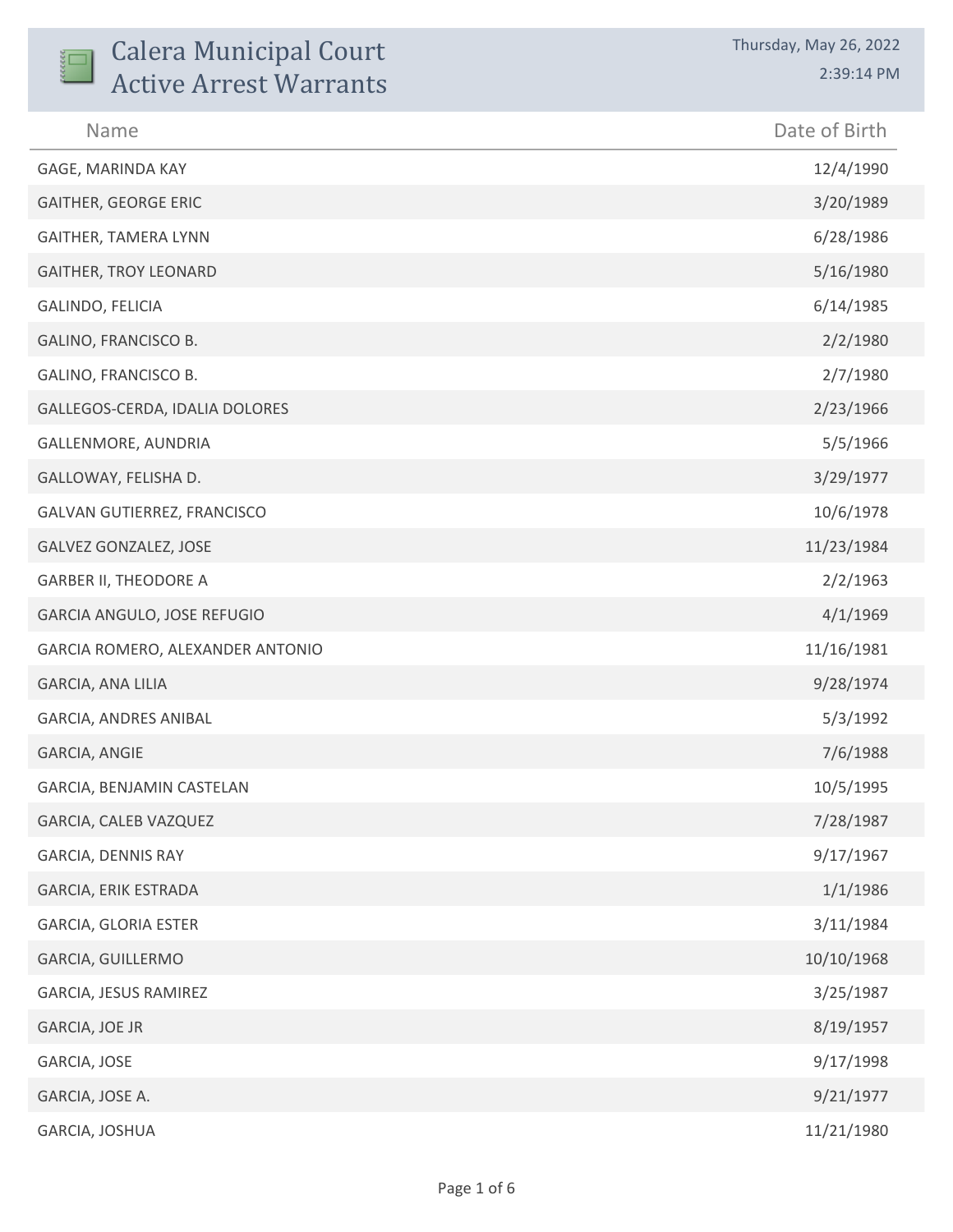# Calera Municipal Court
# Active Arrest Warrants

Thursday, May 26, 2022
2:39:14 PM

| Name | Date of Birth |
|---|---|
| GAGE, MARINDA KAY | 12/4/1990 |
| GAITHER, GEORGE ERIC | 3/20/1989 |
| GAITHER, TAMERA LYNN | 6/28/1986 |
| GAITHER, TROY LEONARD | 5/16/1980 |
| GALINDO, FELICIA | 6/14/1985 |
| GALINO, FRANCISCO B. | 2/2/1980 |
| GALINO, FRANCISCO B. | 2/7/1980 |
| GALLEGOS-CERDA, IDALIA DOLORES | 2/23/1966 |
| GALLENMORE, AUNDRIA | 5/5/1966 |
| GALLOWAY, FELISHA D. | 3/29/1977 |
| GALVAN GUTIERREZ, FRANCISCO | 10/6/1978 |
| GALVEZ GONZALEZ, JOSE | 11/23/1984 |
| GARBER II, THEODORE A | 2/2/1963 |
| GARCIA ANGULO, JOSE REFUGIO | 4/1/1969 |
| GARCIA ROMERO, ALEXANDER ANTONIO | 11/16/1981 |
| GARCIA, ANA LILIA | 9/28/1974 |
| GARCIA, ANDRES ANIBAL | 5/3/1992 |
| GARCIA, ANGIE | 7/6/1988 |
| GARCIA, BENJAMIN CASTELAN | 10/5/1995 |
| GARCIA, CALEB VAZQUEZ | 7/28/1987 |
| GARCIA, DENNIS RAY | 9/17/1967 |
| GARCIA, ERIK ESTRADA | 1/1/1986 |
| GARCIA, GLORIA ESTER | 3/11/1984 |
| GARCIA, GUILLERMO | 10/10/1968 |
| GARCIA, JESUS RAMIREZ | 3/25/1987 |
| GARCIA, JOE JR | 8/19/1957 |
| GARCIA, JOSE | 9/17/1998 |
| GARCIA, JOSE A. | 9/21/1977 |
| GARCIA, JOSHUA | 11/21/1980 |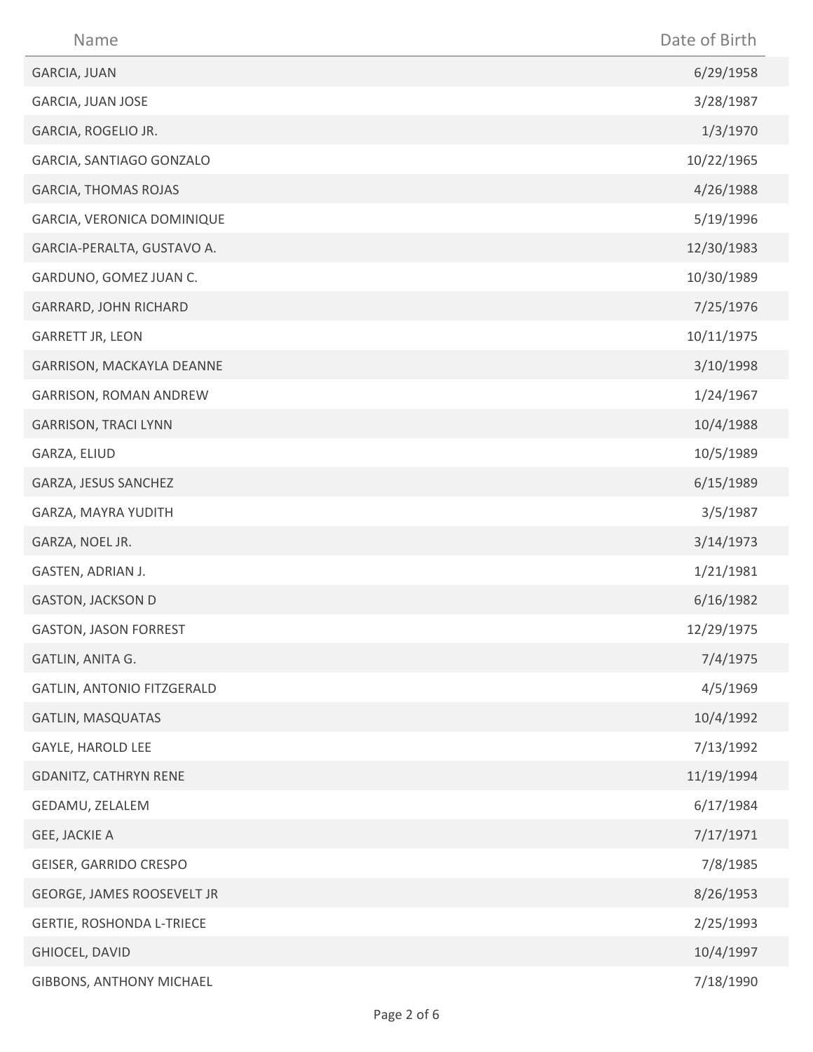| Name | Date of Birth |
| --- | --- |
| GARCIA, JUAN | 6/29/1958 |
| GARCIA, JUAN JOSE | 3/28/1987 |
| GARCIA, ROGELIO JR. | 1/3/1970 |
| GARCIA, SANTIAGO GONZALO | 10/22/1965 |
| GARCIA, THOMAS ROJAS | 4/26/1988 |
| GARCIA, VERONICA DOMINIQUE | 5/19/1996 |
| GARCIA-PERALTA, GUSTAVO A. | 12/30/1983 |
| GARDUNO, GOMEZ JUAN C. | 10/30/1989 |
| GARRARD, JOHN RICHARD | 7/25/1976 |
| GARRETT JR, LEON | 10/11/1975 |
| GARRISON, MACKAYLA DEANNE | 3/10/1998 |
| GARRISON, ROMAN ANDREW | 1/24/1967 |
| GARRISON, TRACI LYNN | 10/4/1988 |
| GARZA, ELIUD | 10/5/1989 |
| GARZA, JESUS SANCHEZ | 6/15/1989 |
| GARZA, MAYRA YUDITH | 3/5/1987 |
| GARZA, NOEL JR. | 3/14/1973 |
| GASTEN, ADRIAN J. | 1/21/1981 |
| GASTON, JACKSON D | 6/16/1982 |
| GASTON, JASON FORREST | 12/29/1975 |
| GATLIN, ANITA G. | 7/4/1975 |
| GATLIN, ANTONIO FITZGERALD | 4/5/1969 |
| GATLIN, MASQUATAS | 10/4/1992 |
| GAYLE, HAROLD LEE | 7/13/1992 |
| GDANITZ, CATHRYN RENE | 11/19/1994 |
| GEDAMU, ZELALEM | 6/17/1984 |
| GEE, JACKIE A | 7/17/1971 |
| GEISER, GARRIDO CRESPO | 7/8/1985 |
| GEORGE, JAMES ROOSEVELT JR | 8/26/1953 |
| GERTIE, ROSHONDA L-TRIECE | 2/25/1993 |
| GHIOCEL, DAVID | 10/4/1997 |
| GIBBONS, ANTHONY MICHAEL | 7/18/1990 |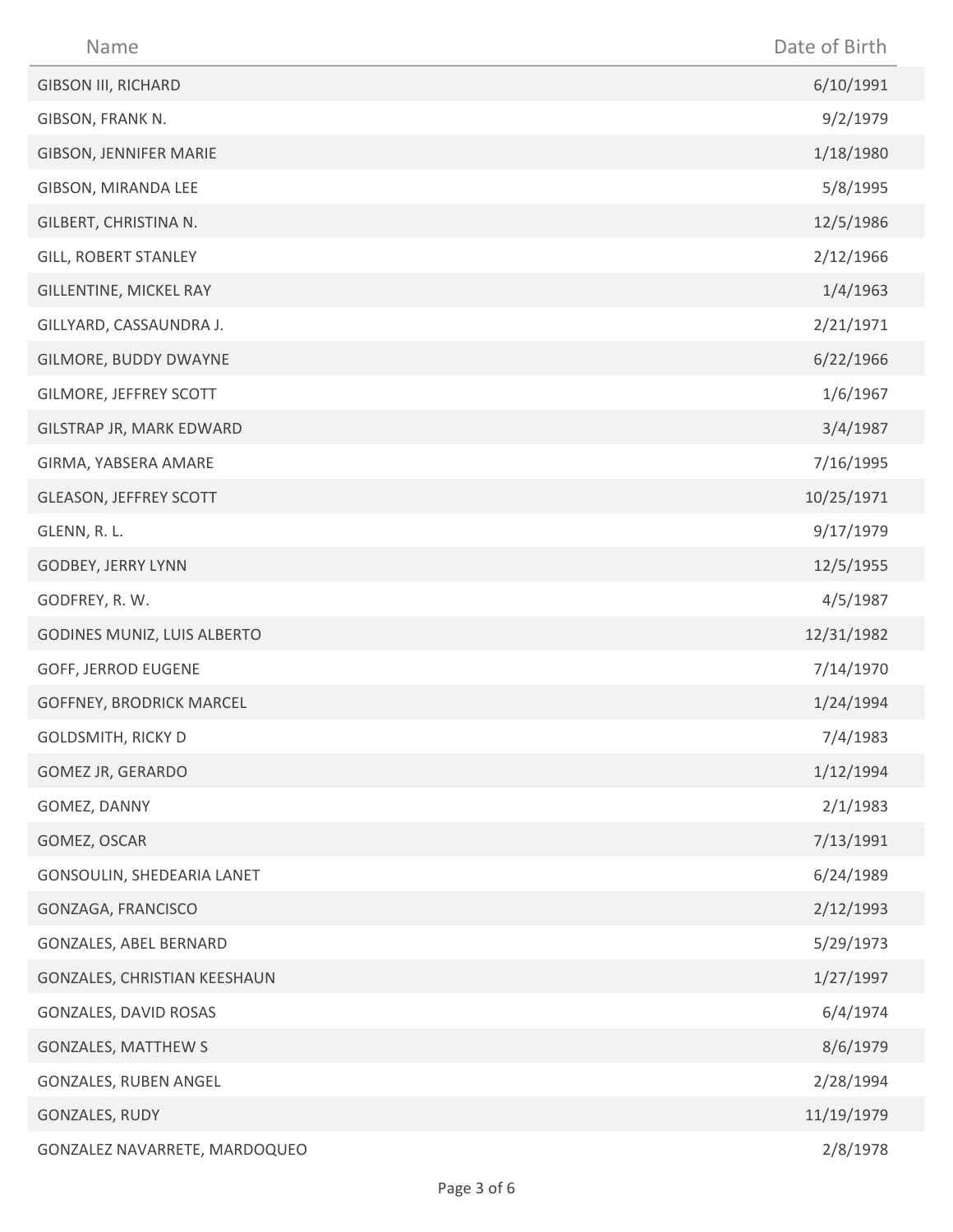| Name | Date of Birth |
| --- | --- |
| GIBSON III, RICHARD | 6/10/1991 |
| GIBSON, FRANK N. | 9/2/1979 |
| GIBSON, JENNIFER MARIE | 1/18/1980 |
| GIBSON, MIRANDA LEE | 5/8/1995 |
| GILBERT, CHRISTINA N. | 12/5/1986 |
| GILL, ROBERT STANLEY | 2/12/1966 |
| GILLENTINE, MICKEL RAY | 1/4/1963 |
| GILLYARD, CASSAUNDRA J. | 2/21/1971 |
| GILMORE, BUDDY DWAYNE | 6/22/1966 |
| GILMORE, JEFFREY SCOTT | 1/6/1967 |
| GILSTRAP JR, MARK EDWARD | 3/4/1987 |
| GIRMA, YABSERA AMARE | 7/16/1995 |
| GLEASON, JEFFREY SCOTT | 10/25/1971 |
| GLENN, R. L. | 9/17/1979 |
| GODBEY, JERRY LYNN | 12/5/1955 |
| GODFREY, R. W. | 4/5/1987 |
| GODINES MUNIZ, LUIS ALBERTO | 12/31/1982 |
| GOFF, JERROD EUGENE | 7/14/1970 |
| GOFFNEY, BRODRICK MARCEL | 1/24/1994 |
| GOLDSMITH, RICKY D | 7/4/1983 |
| GOMEZ JR, GERARDO | 1/12/1994 |
| GOMEZ, DANNY | 2/1/1983 |
| GOMEZ, OSCAR | 7/13/1991 |
| GONSOULIN, SHEDEARIA LANET | 6/24/1989 |
| GONZAGA, FRANCISCO | 2/12/1993 |
| GONZALES, ABEL BERNARD | 5/29/1973 |
| GONZALES, CHRISTIAN KEESHAUN | 1/27/1997 |
| GONZALES, DAVID ROSAS | 6/4/1974 |
| GONZALES, MATTHEW S | 8/6/1979 |
| GONZALES, RUBEN ANGEL | 2/28/1994 |
| GONZALES, RUDY | 11/19/1979 |
| GONZALEZ NAVARRETE, MARDOQUEO | 2/8/1978 |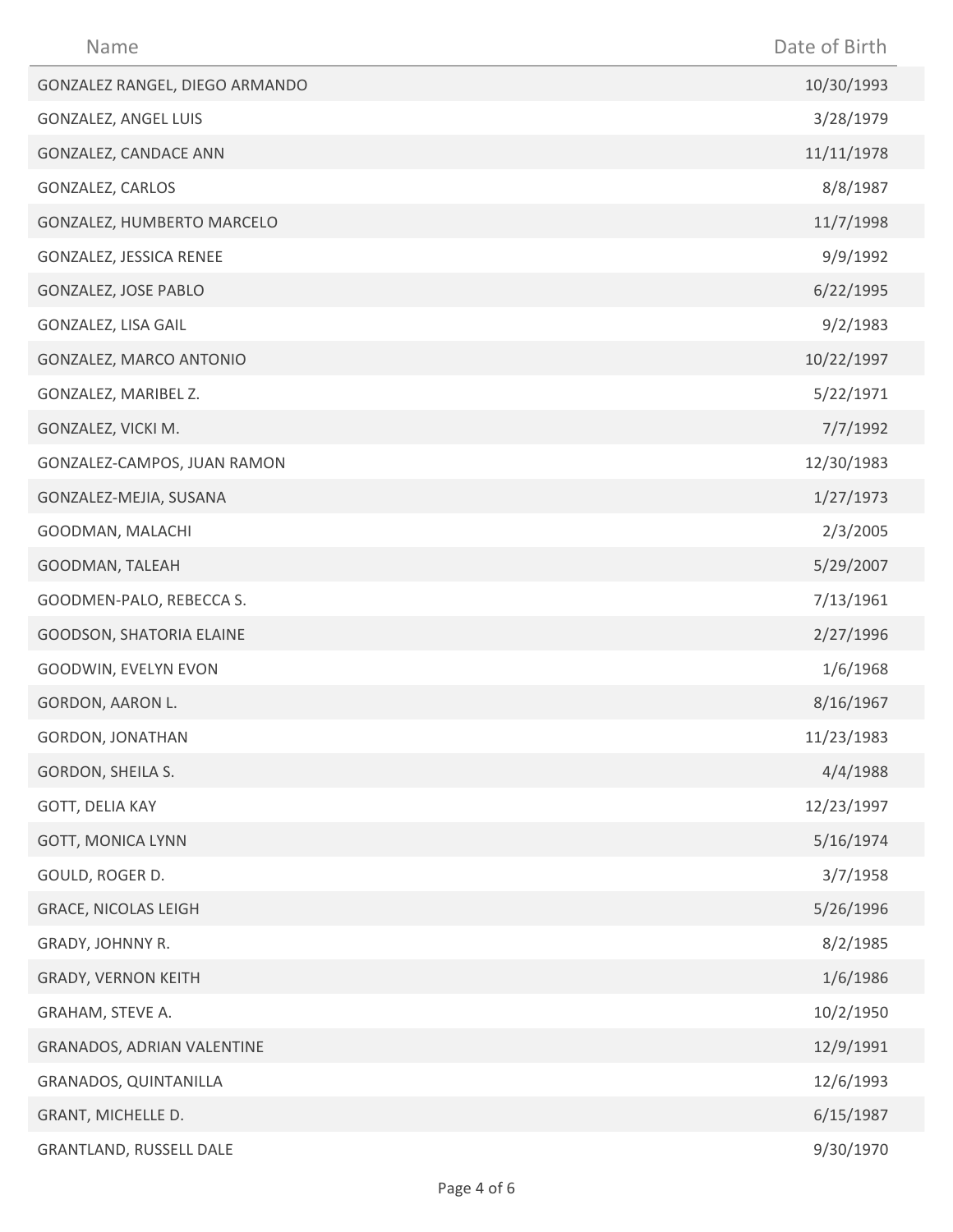| Name | Date of Birth |
| --- | --- |
| GONZALEZ RANGEL, DIEGO ARMANDO | 10/30/1993 |
| GONZALEZ, ANGEL LUIS | 3/28/1979 |
| GONZALEZ, CANDACE ANN | 11/11/1978 |
| GONZALEZ, CARLOS | 8/8/1987 |
| GONZALEZ, HUMBERTO MARCELO | 11/7/1998 |
| GONZALEZ, JESSICA RENEE | 9/9/1992 |
| GONZALEZ, JOSE PABLO | 6/22/1995 |
| GONZALEZ, LISA GAIL | 9/2/1983 |
| GONZALEZ, MARCO ANTONIO | 10/22/1997 |
| GONZALEZ, MARIBEL Z. | 5/22/1971 |
| GONZALEZ, VICKI M. | 7/7/1992 |
| GONZALEZ-CAMPOS, JUAN RAMON | 12/30/1983 |
| GONZALEZ-MEJIA, SUSANA | 1/27/1973 |
| GOODMAN, MALACHI | 2/3/2005 |
| GOODMAN, TALEAH | 5/29/2007 |
| GOODMEN-PALO, REBECCA S. | 7/13/1961 |
| GOODSON, SHATORIA ELAINE | 2/27/1996 |
| GOODWIN, EVELYN EVON | 1/6/1968 |
| GORDON, AARON L. | 8/16/1967 |
| GORDON, JONATHAN | 11/23/1983 |
| GORDON, SHEILA S. | 4/4/1988 |
| GOTT, DELIA KAY | 12/23/1997 |
| GOTT, MONICA LYNN | 5/16/1974 |
| GOULD, ROGER D. | 3/7/1958 |
| GRACE, NICOLAS LEIGH | 5/26/1996 |
| GRADY, JOHNNY R. | 8/2/1985 |
| GRADY, VERNON KEITH | 1/6/1986 |
| GRAHAM, STEVE A. | 10/2/1950 |
| GRANADOS, ADRIAN VALENTINE | 12/9/1991 |
| GRANADOS, QUINTANILLA | 12/6/1993 |
| GRANT, MICHELLE D. | 6/15/1987 |
| GRANTLAND, RUSSELL DALE | 9/30/1970 |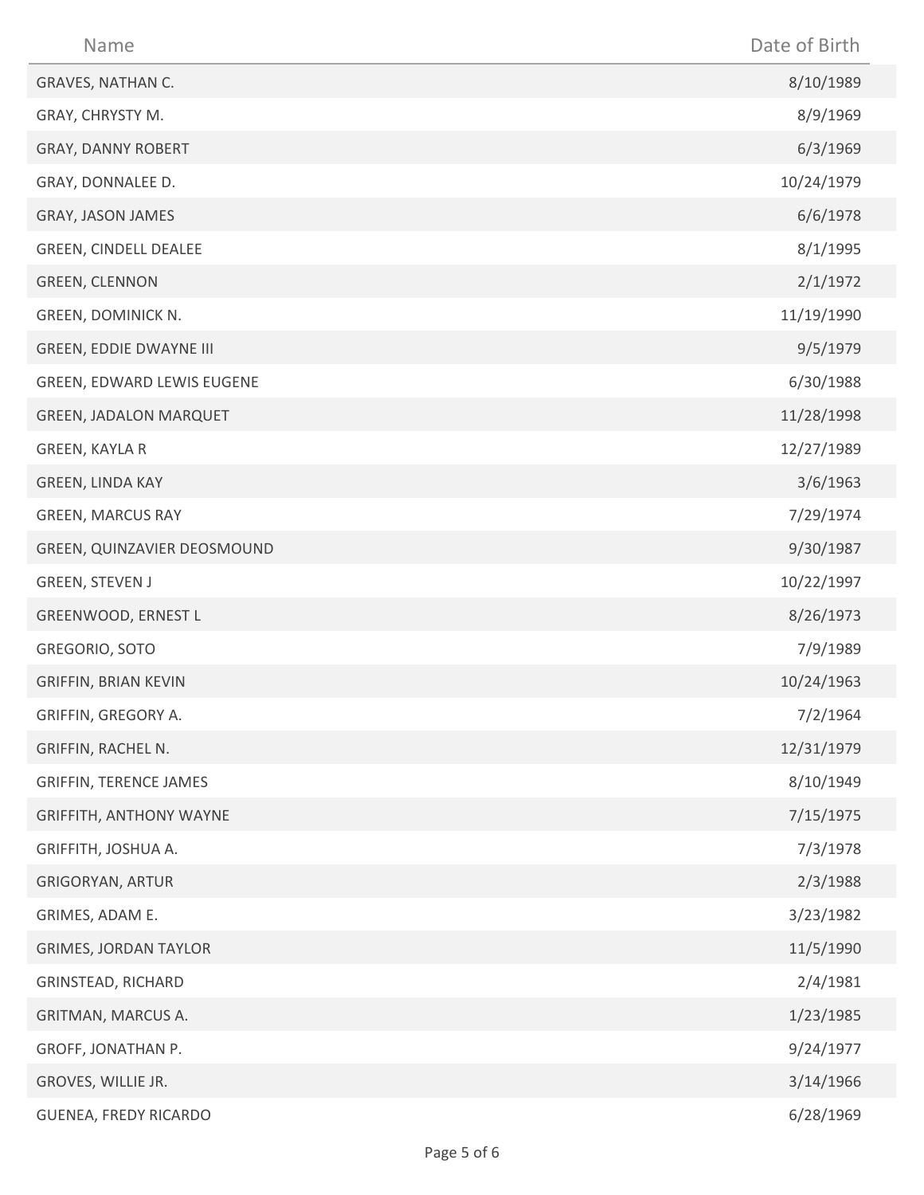| Name | Date of Birth |
| --- | --- |
| GRAVES, NATHAN C. | 8/10/1989 |
| GRAY, CHRYSTY M. | 8/9/1969 |
| GRAY, DANNY ROBERT | 6/3/1969 |
| GRAY, DONNALEE D. | 10/24/1979 |
| GRAY, JASON JAMES | 6/6/1978 |
| GREEN, CINDELL DEALEE | 8/1/1995 |
| GREEN, CLENNON | 2/1/1972 |
| GREEN, DOMINICK N. | 11/19/1990 |
| GREEN, EDDIE DWAYNE III | 9/5/1979 |
| GREEN, EDWARD LEWIS EUGENE | 6/30/1988 |
| GREEN, JADALON MARQUET | 11/28/1998 |
| GREEN, KAYLA R | 12/27/1989 |
| GREEN, LINDA KAY | 3/6/1963 |
| GREEN, MARCUS RAY | 7/29/1974 |
| GREEN, QUINZAVIER DEOSMOUND | 9/30/1987 |
| GREEN, STEVEN J | 10/22/1997 |
| GREENWOOD, ERNEST L | 8/26/1973 |
| GREGORIO, SOTO | 7/9/1989 |
| GRIFFIN, BRIAN KEVIN | 10/24/1963 |
| GRIFFIN, GREGORY A. | 7/2/1964 |
| GRIFFIN, RACHEL N. | 12/31/1979 |
| GRIFFIN, TERENCE JAMES | 8/10/1949 |
| GRIFFITH, ANTHONY WAYNE | 7/15/1975 |
| GRIFFITH, JOSHUA A. | 7/3/1978 |
| GRIGORYAN, ARTUR | 2/3/1988 |
| GRIMES, ADAM E. | 3/23/1982 |
| GRIMES, JORDAN TAYLOR | 11/5/1990 |
| GRINSTEAD, RICHARD | 2/4/1981 |
| GRITMAN, MARCUS A. | 1/23/1985 |
| GROFF, JONATHAN P. | 9/24/1977 |
| GROVES, WILLIE JR. | 3/14/1966 |
| GUENEA, FREDY RICARDO | 6/28/1969 |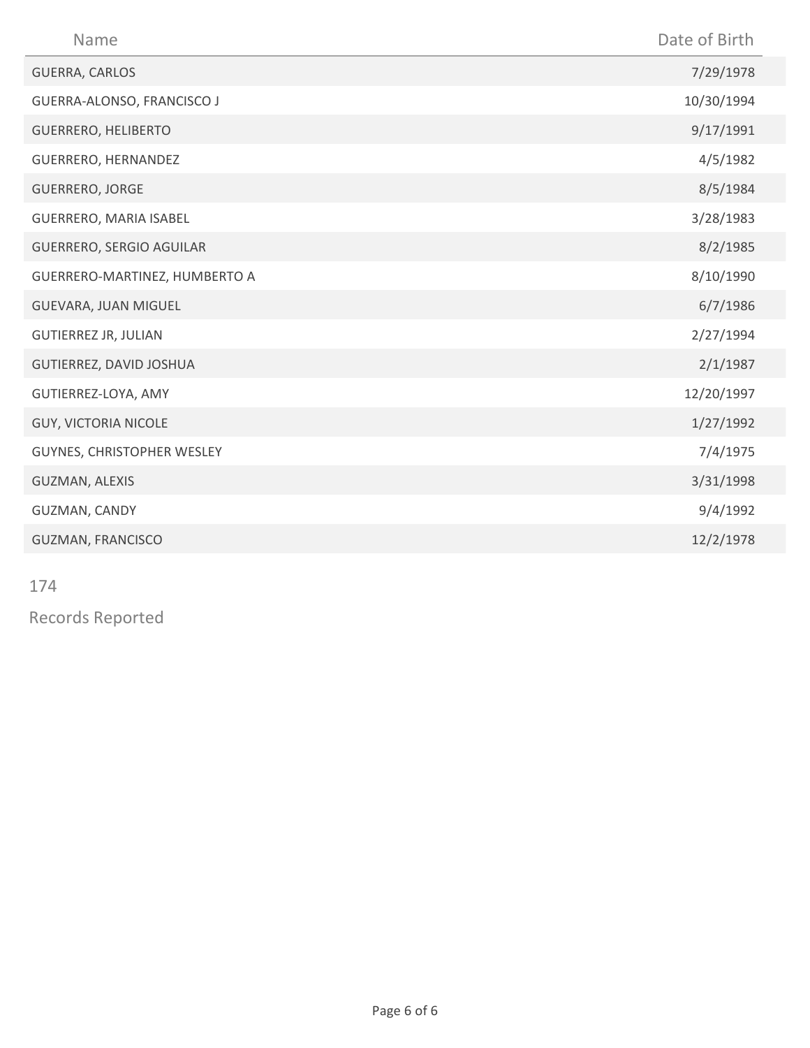| Name | Date of Birth |
| --- | --- |
| GUERRA, CARLOS | 7/29/1978 |
| GUERRA-ALONSO, FRANCISCO J | 10/30/1994 |
| GUERRERO, HELIBERTO | 9/17/1991 |
| GUERRERO, HERNANDEZ | 4/5/1982 |
| GUERRERO, JORGE | 8/5/1984 |
| GUERRERO, MARIA ISABEL | 3/28/1983 |
| GUERRERO, SERGIO AGUILAR | 8/2/1985 |
| GUERRERO-MARTINEZ, HUMBERTO A | 8/10/1990 |
| GUEVARA, JUAN MIGUEL | 6/7/1986 |
| GUTIERREZ JR, JULIAN | 2/27/1994 |
| GUTIERREZ, DAVID JOSHUA | 2/1/1987 |
| GUTIERREZ-LOYA, AMY | 12/20/1997 |
| GUY, VICTORIA NICOLE | 1/27/1992 |
| GUYNES, CHRISTOPHER WESLEY | 7/4/1975 |
| GUZMAN, ALEXIS | 3/31/1998 |
| GUZMAN, CANDY | 9/4/1992 |
| GUZMAN, FRANCISCO | 12/2/1978 |

174

Records Reported